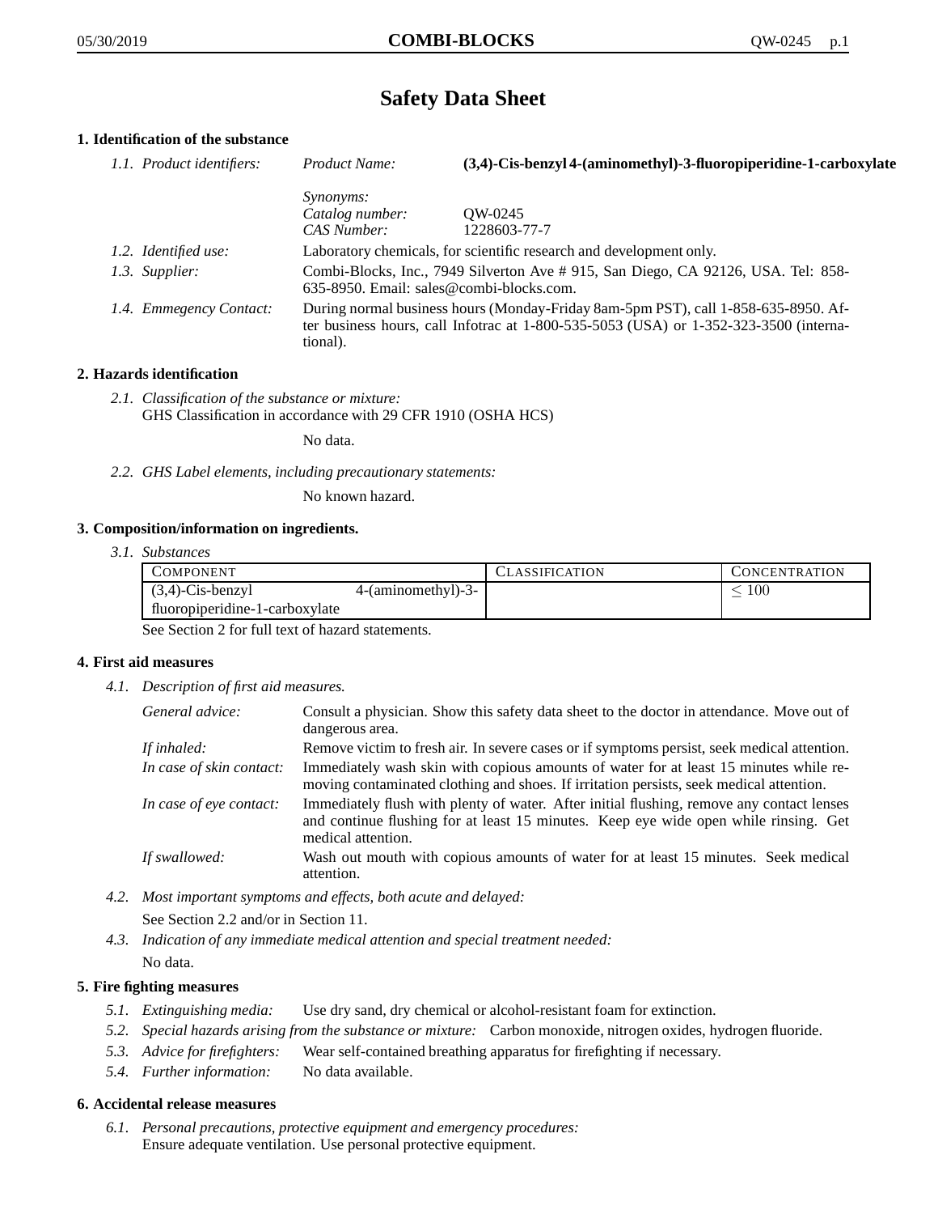# Safety Data Sheet

## 1. Identification of the substance

*1.1. Product identifiers:*

*Product Name:* **(3,4)-Cis-benzyl 4-(aminomethyl)-3-fluoropiperidine-1-carboxylate**

*Synonyms:*
*Catalog number:* QW-0245
*CAS Number:* 1228603-77-7

*1.2. Identified use:* Laboratory chemicals, for scientific research and development only.

*1.3. Supplier:* Combi-Blocks, Inc., 7949 Silverton Ave # 915, San Diego, CA 92126, USA. Tel: 858-635-8950. Email: sales@combi-blocks.com.

*1.4. Emmegency Contact:* During normal business hours (Monday-Friday 8am-5pm PST), call 1-858-635-8950. After business hours, call Infotrac at 1-800-535-5053 (USA) or 1-352-323-3500 (international).

## 2. Hazards identification

*2.1. Classification of the substance or mixture:*
GHS Classification in accordance with 29 CFR 1910 (OSHA HCS)

No data.

*2.2. GHS Label elements, including precautionary statements:*

No known hazard.

## 3. Composition/information on ingredients.

*3.1. Substances*

| Component | Classification | Concentration |
|---|---|---|
| (3,4)-Cis-benzyl 4-(aminomethyl)-3-fluoropiperidine-1-carboxylate | | $\leq 100$ |

See Section 2 for full text of hazard statements.

## 4. First aid measures

*4.1. Description of first aid measures.*

*General advice:* Consult a physician. Show this safety data sheet to the doctor in attendance. Move out of dangerous area.

*If inhaled:* Remove victim to fresh air. In severe cases or if symptoms persist, seek medical attention.

*In case of skin contact:* Immediately wash skin with copious amounts of water for at least 15 minutes while removing contaminated clothing and shoes. If irritation persists, seek medical attention.

*In case of eye contact:* Immediately flush with plenty of water. After initial flushing, remove any contact lenses and continue flushing for at least 15 minutes. Keep eye wide open while rinsing. Get medical attention.

*If swallowed:* Wash out mouth with copious amounts of water for at least 15 minutes. Seek medical attention.

*4.2. Most important symptoms and effects, both acute and delayed:*

See Section 2.2 and/or in Section 11.

*4.3. Indication of any immediate medical attention and special treatment needed:*

No data.

## 5. Fire fighting measures

*5.1. Extinguishing media:* Use dry sand, dry chemical or alcohol-resistant foam for extinction.

*5.2. Special hazards arising from the substance or mixture:* Carbon monoxide, nitrogen oxides, hydrogen fluoride.

*5.3. Advice for firefighters:* Wear self-contained breathing apparatus for firefighting if necessary.

*5.4. Further information:* No data available.

## 6. Accidental release measures

*6.1. Personal precautions, protective equipment and emergency procedures:*
Ensure adequate ventilation. Use personal protective equipment.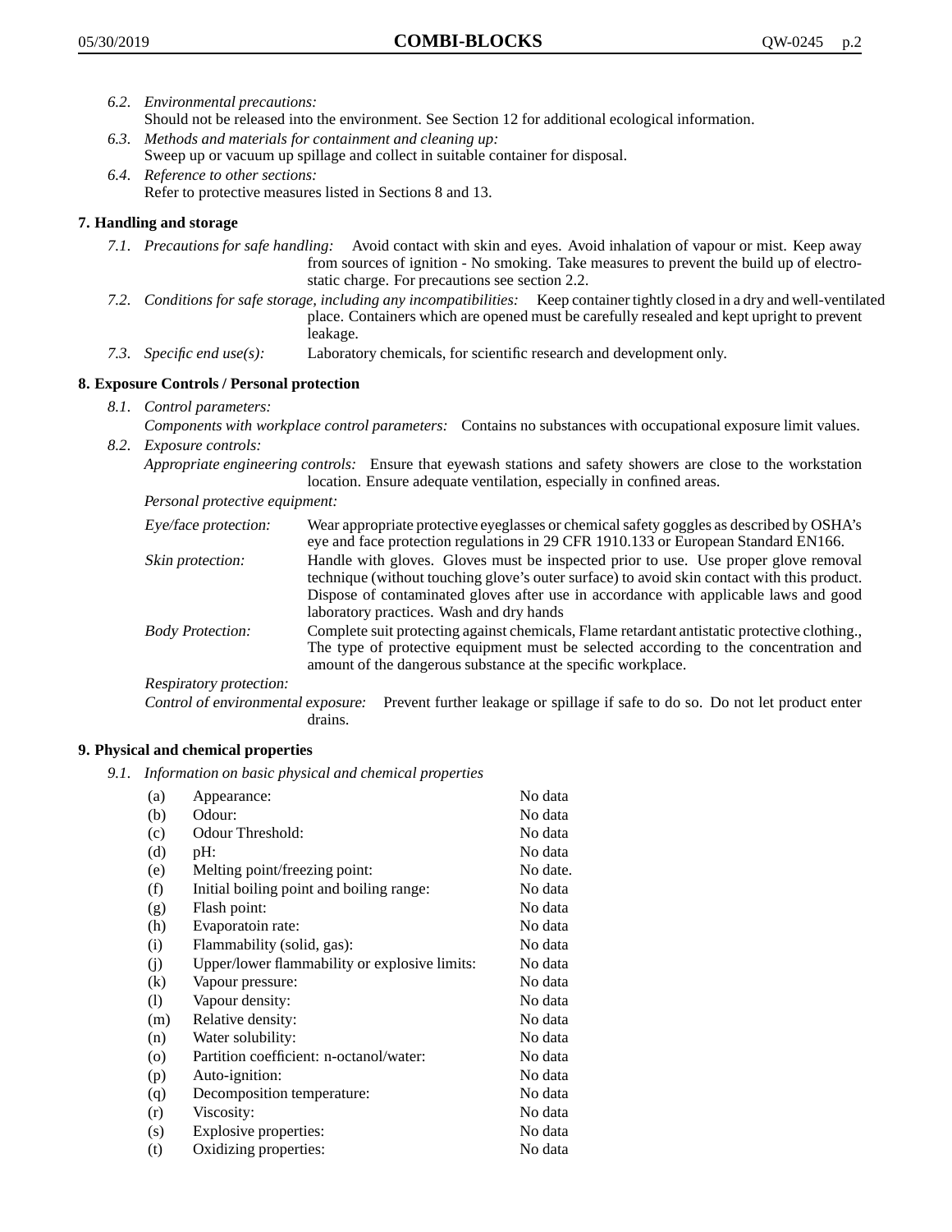6.2. *Environmental precautions:*
Should not be released into the environment. See Section 12 for additional ecological information.

6.3. *Methods and materials for containment and cleaning up:*
Sweep up or vacuum up spillage and collect in suitable container for disposal.

6.4. *Reference to other sections:*
Refer to protective measures listed in Sections 8 and 13.

## 7. Handling and storage

7.1. *Precautions for safe handling:* Avoid contact with skin and eyes. Avoid inhalation of vapour or mist. Keep away from sources of ignition - No smoking. Take measures to prevent the build up of electrostatic charge. For precautions see section 2.2.

7.2. *Conditions for safe storage, including any incompatibilities:* Keep container tightly closed in a dry and well-ventilated place. Containers which are opened must be carefully resealed and kept upright to prevent leakage.

7.3. *Specific end use(s):* Laboratory chemicals, for scientific research and development only.

## 8. Exposure Controls / Personal protection

8.1. *Control parameters:*
*Components with workplace control parameters:* Contains no substances with occupational exposure limit values.

8.2. *Exposure controls:*
*Appropriate engineering controls:* Ensure that eyewash stations and safety showers are close to the workstation location. Ensure adequate ventilation, especially in confined areas.

*Personal protective equipment:*

*Eye/face protection:* Wear appropriate protective eyeglasses or chemical safety goggles as described by OSHA's eye and face protection regulations in 29 CFR 1910.133 or European Standard EN166.

*Skin protection:* Handle with gloves. Gloves must be inspected prior to use. Use proper glove removal technique (without touching glove's outer surface) to avoid skin contact with this product. Dispose of contaminated gloves after use in accordance with applicable laws and good laboratory practices. Wash and dry hands

*Body Protection:* Complete suit protecting against chemicals, Flame retardant antistatic protective clothing., The type of protective equipment must be selected according to the concentration and amount of the dangerous substance at the specific workplace.

*Respiratory protection:*

*Control of environmental exposure:* Prevent further leakage or spillage if safe to do so. Do not let product enter drains.

## 9. Physical and chemical properties

9.1. *Information on basic physical and chemical properties*

| | | |
|---|---|---|
| (a) | Appearance: | No data |
| (b) | Odour: | No data |
| (c) | Odour Threshold: | No data |
| (d) | pH: | No data |
| (e) | Melting point/freezing point: | No date. |
| (f) | Initial boiling point and boiling range: | No data |
| (g) | Flash point: | No data |
| (h) | Evaporatoin rate: | No data |
| (i) | Flammability (solid, gas): | No data |
| (j) | Upper/lower flammability or explosive limits: | No data |
| (k) | Vapour pressure: | No data |
| (l) | Vapour density: | No data |
| (m) | Relative density: | No data |
| (n) | Water solubility: | No data |
| (o) | Partition coefficient: n-octanol/water: | No data |
| (p) | Auto-ignition: | No data |
| (q) | Decomposition temperature: | No data |
| (r) | Viscosity: | No data |
| (s) | Explosive properties: | No data |
| (t) | Oxidizing properties: | No data |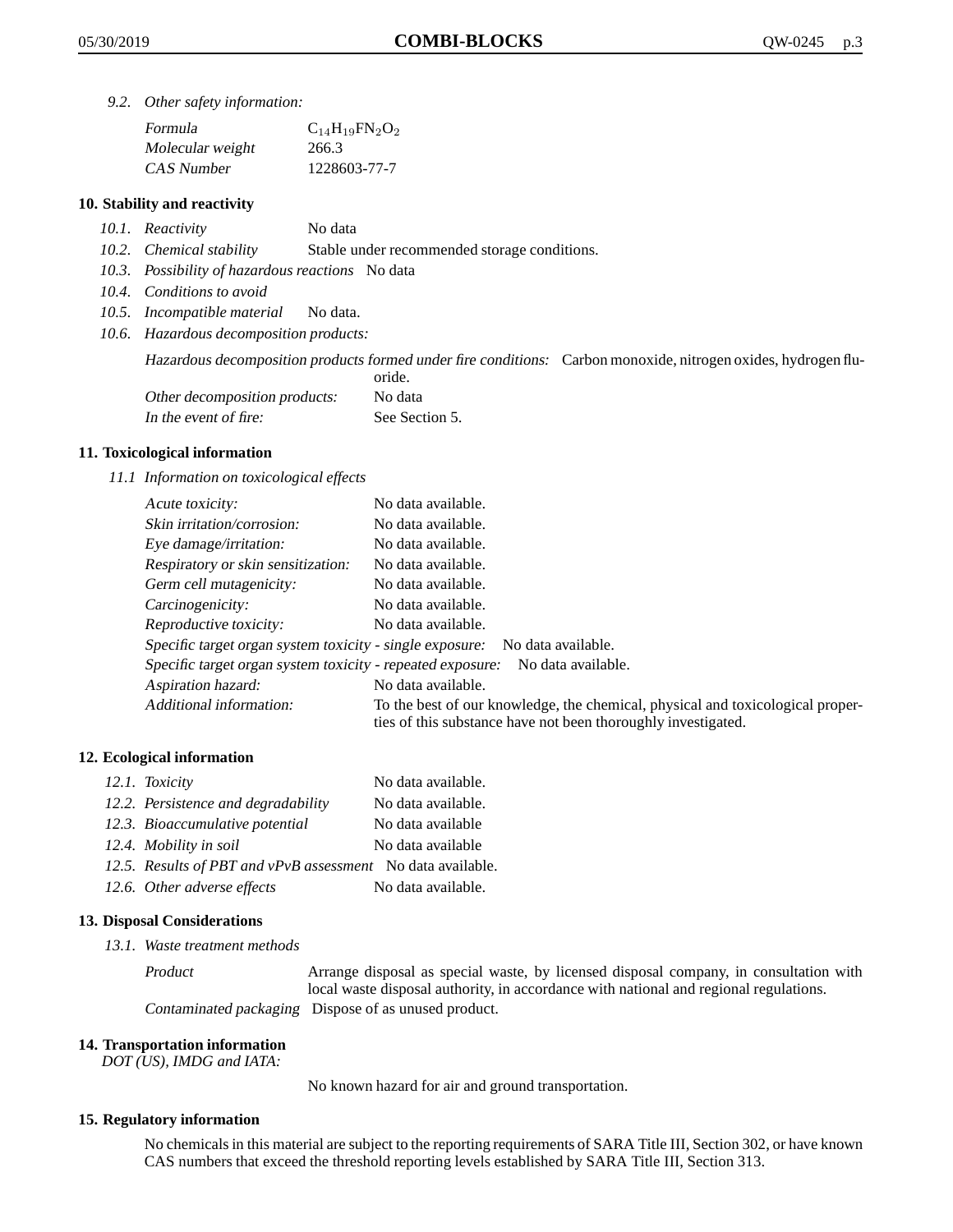*9.2. Other safety information:*

| | |
|---|---|
| *Formula* | $C_{14}H_{19}FN_2O_2$ |
| *Molecular weight* | 266.3 |
| *CAS Number* | 1228603-77-7 |

## 10. Stability and reactivity

*10.1. Reactivity* No data

*10.2. Chemical stability* Stable under recommended storage conditions.

*10.3. Possibility of hazardous reactions* No data

*10.4. Conditions to avoid*

*10.5. Incompatible material* No data.

*10.6. Hazardous decomposition products:*

*Hazardous decomposition products formed under fire conditions:* Carbon monoxide, nitrogen oxides, hydrogen fluoride.

*Other decomposition products:* No data

*In the event of fire:* See Section 5.

## 11. Toxicological information

*11.1 Information on toxicological effects*

| | |
|---|---|
| *Acute toxicity:* | No data available. |
| *Skin irritation/corrosion:* | No data available. |
| *Eye damage/irritation:* | No data available. |
| *Respiratory or skin sensitization:* | No data available. |
| *Germ cell mutagenicity:* | No data available. |
| *Carcinogenicity:* | No data available. |
| *Reproductive toxicity:* | No data available. |
| *Specific target organ system toxicity - single exposure:* | No data available. |
| *Specific target organ system toxicity - repeated exposure:* | No data available. |
| *Aspiration hazard:* | No data available. |
| *Additional information:* | To the best of our knowledge, the chemical, physical and toxicological properties of this substance have not been thoroughly investigated. |

## 12. Ecological information

| | |
|---|---|
| *12.1. Toxicity* | No data available. |
| *12.2. Persistence and degradability* | No data available. |
| *12.3. Bioaccumulative potential* | No data available |
| *12.4. Mobility in soil* | No data available |
| *12.5. Results of PBT and vPvB assessment* | No data available. |
| *12.6. Other adverse effects* | No data available. |

## 13. Disposal Considerations

*13.1. Waste treatment methods*

*Product* Arrange disposal as special waste, by licensed disposal company, in consultation with local waste disposal authority, in accordance with national and regional regulations.

*Contaminated packaging* Dispose of as unused product.

## 14. Transportation information

*DOT (US), IMDG and IATA:*

No known hazard for air and ground transportation.

## 15. Regulatory information

No chemicals in this material are subject to the reporting requirements of SARA Title III, Section 302, or have known CAS numbers that exceed the threshold reporting levels established by SARA Title III, Section 313.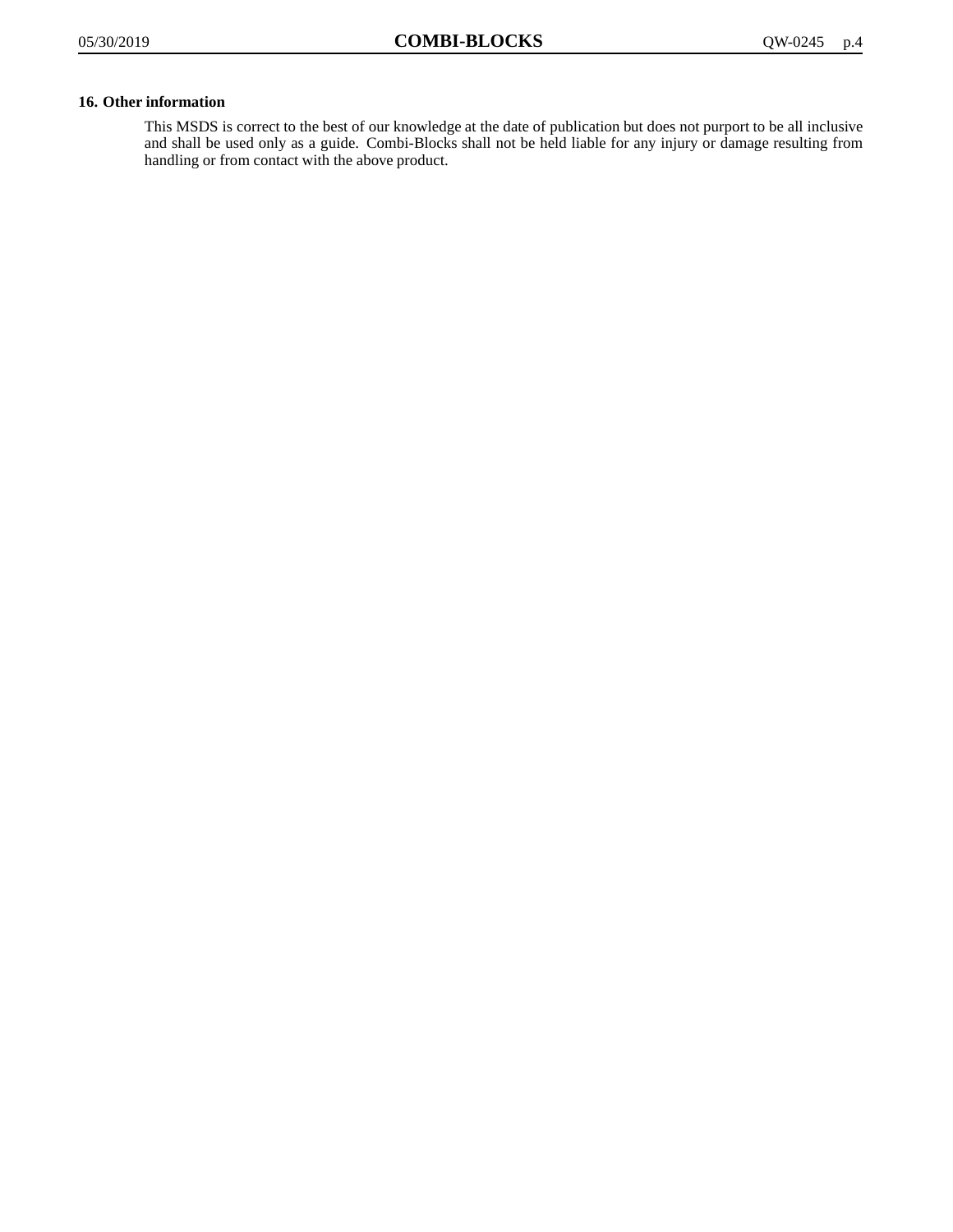## 16. Other information

This MSDS is correct to the best of our knowledge at the date of publication but does not purport to be all inclusive and shall be used only as a guide. Combi-Blocks shall not be held liable for any injury or damage resulting from handling or from contact with the above product.